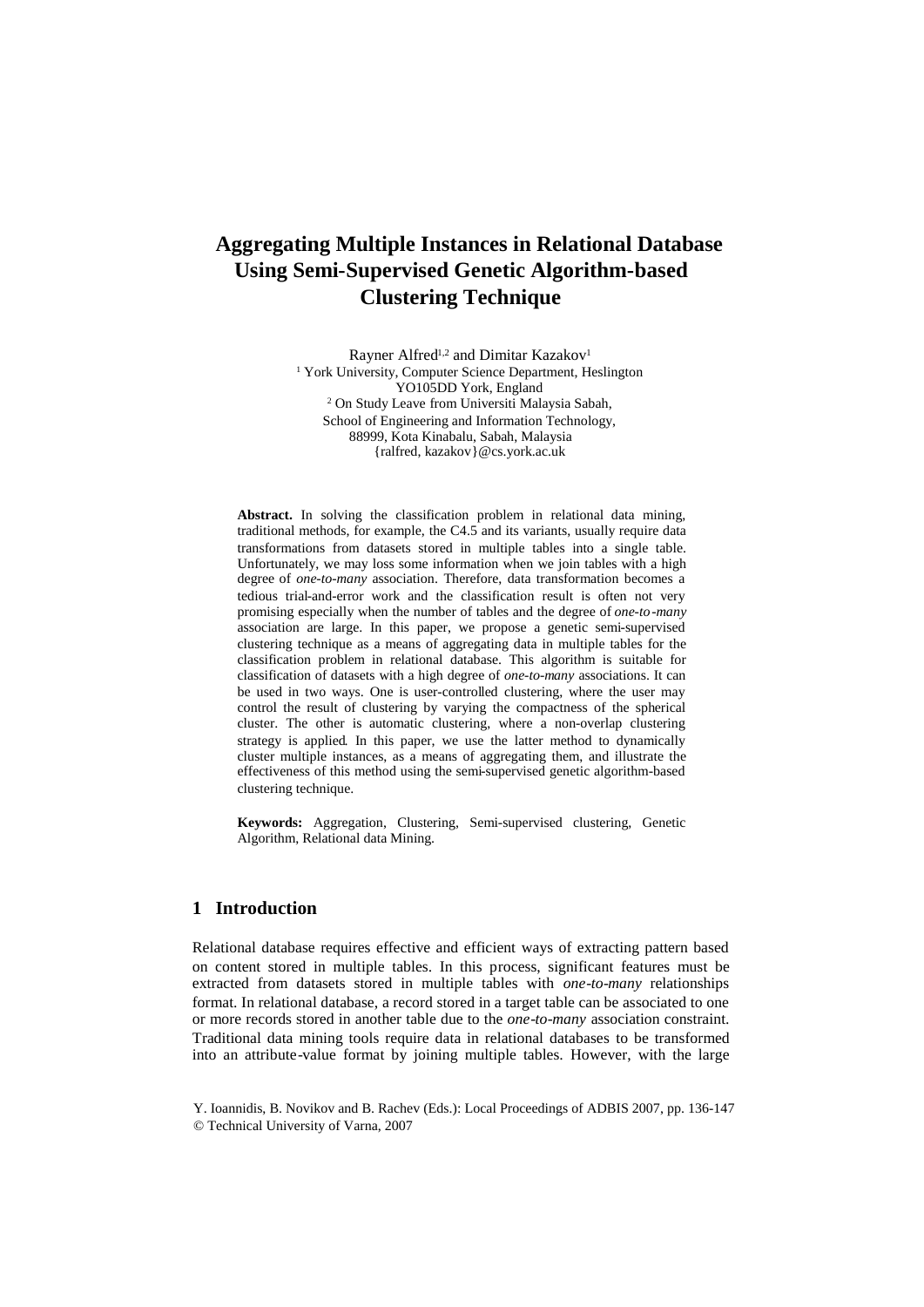# Aggregating Multiple Instances in Relational Database Using Semi-Supervised Genetic Algorithm-based Clustering Technique

Rayner Alfred[1,2] and Dimitar Kazakov[1]

[1] York University, Computer Science Department, Heslington YO105DD York, England

[2] On Study Leave from Universiti Malaysia Sabah, School of Engineering and Information Technology, 88999, Kota Kinabalu, Sabah, Malaysia

{ralfred, kazakov}@cs.york.ac.uk

**Abstract.** In solving the classification problem in relational data mining, traditional methods, for example, the C4.5 and its variants, usually require data transformations from datasets stored in multiple tables into a single table. Unfortunately, we may loss some information when we join tables with a high degree of *one-to-many* association. Therefore, data transformation becomes a tedious trial-and-error work and the classification result is often not very promising especially when the number of tables and the degree of *one-to-many* association are large. In this paper, we propose a genetic semi-supervised clustering technique as a means of aggregating data in multiple tables for the classification problem in relational database. This algorithm is suitable for classification of datasets with a high degree of *one-to-many* associations. It can be used in two ways. One is user-controlled clustering, where the user may control the result of clustering by varying the compactness of the spherical cluster. The other is automatic clustering, where a non-overlap clustering strategy is applied. In this paper, we use the latter method to dynamically cluster multiple instances, as a means of aggregating them, and illustrate the effectiveness of this method using the semi-supervised genetic algorithm-based clustering technique.

**Keywords:** Aggregation, Clustering, Semi-supervised clustering, Genetic Algorithm, Relational data Mining.

## 1 Introduction

Relational database requires effective and efficient ways of extracting pattern based on content stored in multiple tables. In this process, significant features must be extracted from datasets stored in multiple tables with *one-to-many* relationships format. In relational database, a record stored in a target table can be associated to one or more records stored in another table due to the *one-to-many* association constraint. Traditional data mining tools require data in relational databases to be transformed into an attribute-value format by joining multiple tables. However, with the large

Y. Ioannidis, B. Novikov and B. Rachev (Eds.): Local Proceedings of ADBIS 2007, pp. 136-147
© Technical University of Varna, 2007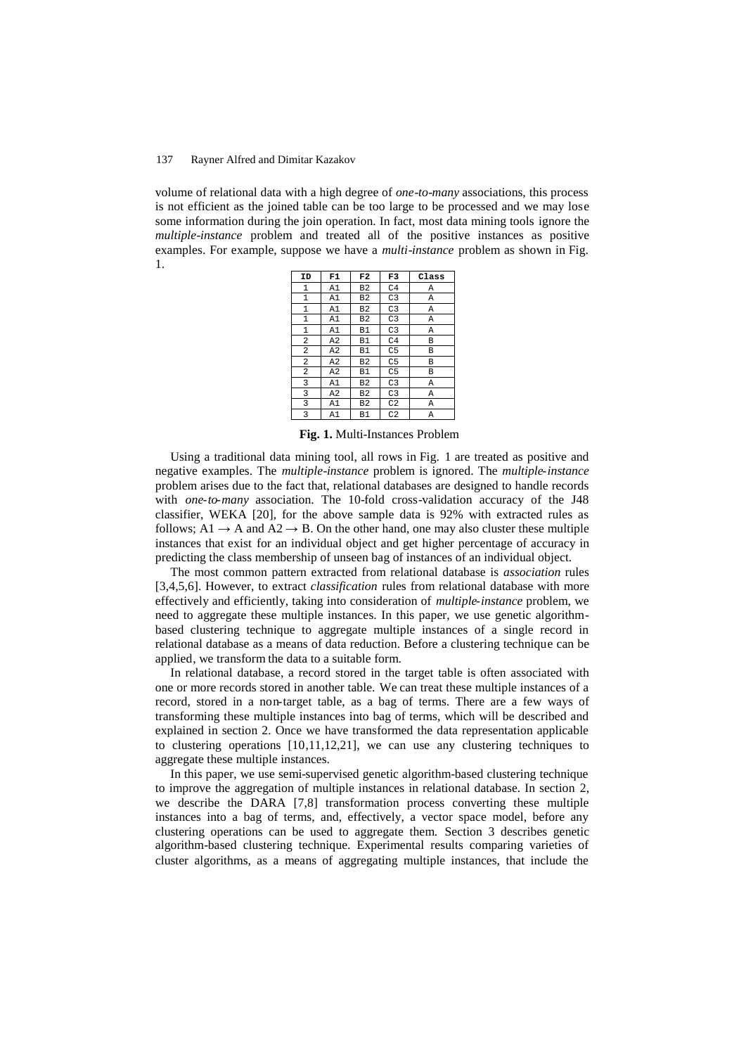volume of relational data with a high degree of *one-to-many* associations, this process is not efficient as the joined table can be too large to be processed and we may lose some information during the join operation. In fact, most data mining tools ignore the *multiple-instance* problem and treated all of the positive instances as positive examples. For example, suppose we have a *multi-instance* problem as shown in Fig. 1.

| ID | F1 | F2 | F3 | Class |
|---|---|---|---|---|
| 1 | A1 | B2 | C4 | A |
| 1 | A1 | B2 | C3 | A |
| 1 | A1 | B2 | C3 | A |
| 1 | A1 | B2 | C3 | A |
| 1 | A1 | B1 | C3 | A |
| 2 | A2 | B1 | C4 | B |
| 2 | A2 | B1 | C5 | B |
| 2 | A2 | B2 | C5 | B |
| 2 | A2 | B1 | C5 | B |
| 3 | A1 | B2 | C3 | A |
| 3 | A2 | B2 | C3 | A |
| 3 | A1 | B2 | C2 | A |
| 3 | A1 | B1 | C2 | A |

**Fig. 1.** Multi-Instances Problem

Using a traditional data mining tool, all rows in Fig. 1 are treated as positive and negative examples. The *multiple-instance* problem is ignored. The *multiple-instance* problem arises due to the fact that, relational databases are designed to handle records with *one-to-many* association. The 10-fold cross-validation accuracy of the J48 classifier, WEKA [20], for the above sample data is 92% with extracted rules as follows; A1 → A and A2 → B. On the other hand, one may also cluster these multiple instances that exist for an individual object and get higher percentage of accuracy in predicting the class membership of unseen bag of instances of an individual object.

The most common pattern extracted from relational database is *association* rules [3,4,5,6]. However, to extract *classification* rules from relational database with more effectively and efficiently, taking into consideration of *multiple-instance* problem, we need to aggregate these multiple instances. In this paper, we use genetic algorithm-based clustering technique to aggregate multiple instances of a single record in relational database as a means of data reduction. Before a clustering technique can be applied, we transform the data to a suitable form.

In relational database, a record stored in the target table is often associated with one or more records stored in another table. We can treat these multiple instances of a record, stored in a non-target table, as a bag of terms. There are a few ways of transforming these multiple instances into bag of terms, which will be described and explained in section 2. Once we have transformed the data representation applicable to clustering operations [10,11,12,21], we can use any clustering techniques to aggregate these multiple instances.

In this paper, we use semi-supervised genetic algorithm-based clustering technique to improve the aggregation of multiple instances in relational database. In section 2, we describe the DARA [7,8] transformation process converting these multiple instances into a bag of terms, and, effectively, a vector space model, before any clustering operations can be used to aggregate them. Section 3 describes genetic algorithm-based clustering technique. Experimental results comparing varieties of cluster algorithms, as a means of aggregating multiple instances, that include the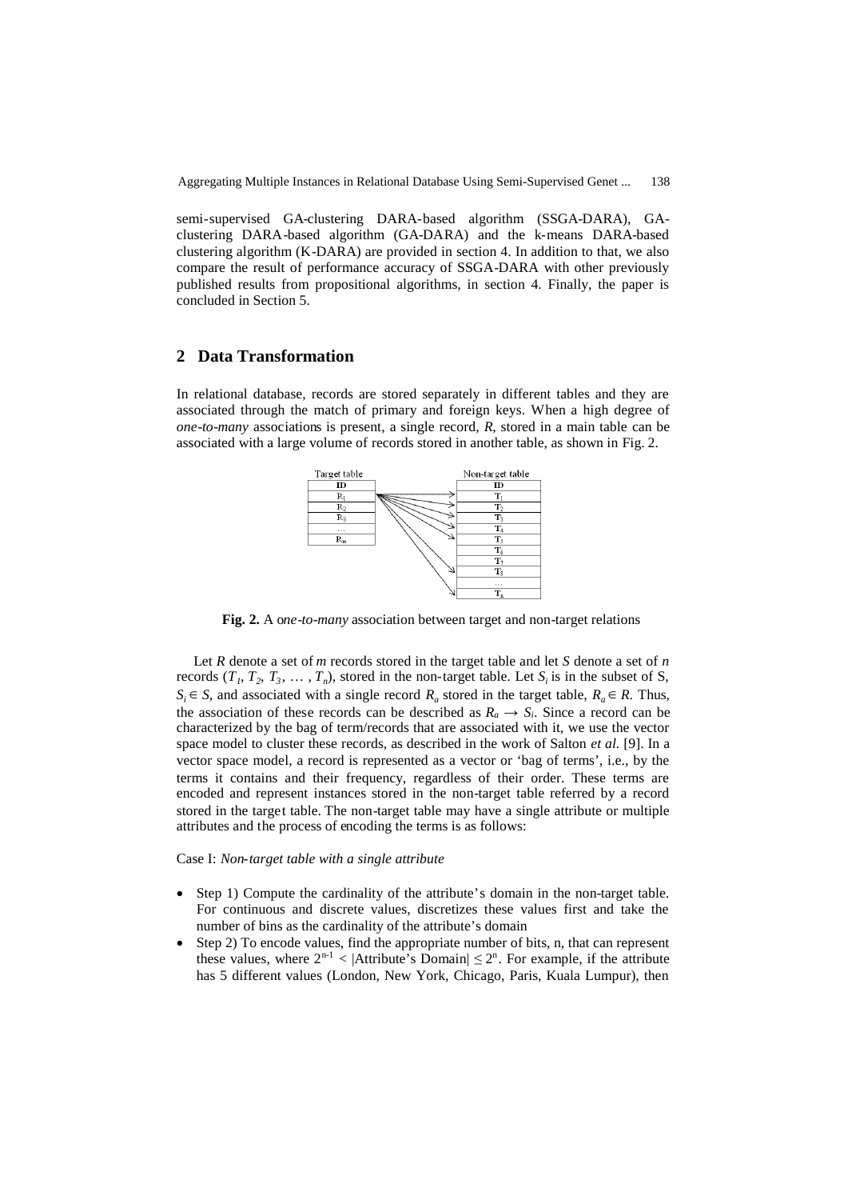semi-supervised GA-clustering DARA-based algorithm (SSGA-DARA), GA-clustering DARA-based algorithm (GA-DARA) and the k-means DARA-based clustering algorithm (K-DARA) are provided in section 4. In addition to that, we also compare the result of performance accuracy of SSGA-DARA with other previously published results from propositional algorithms, in section 4. Finally, the paper is concluded in Section 5.

## 2 Data Transformation

In relational database, records are stored separately in different tables and they are associated through the match of primary and foreign keys. When a high degree of *one-to-many* associations is present, a single record, *R*, stored in a main table can be associated with a large volume of records stored in another table, as shown in Fig. 2.

| Target table |
|---|
| ID |
| $R_1$ |
| $R_2$ |
| $R_3$ |
| … |
| $R_m$ |

| Non-target table |
|---|
| ID |
| $T_1$ |
| $T_2$ |
| $T_3$ |
| $T_4$ |
| $T_5$ |
| $T_6$ |
| $T_7$ |
| $T_8$ |
| … |
| $T_n$ |

**Fig. 2.** A o*ne-to-many* association between target and non-target relations

Let *R* denote a set of *m* records stored in the target table and let *S* denote a set of *n* records ($T_1$, $T_2$, $T_3$, … , $T_n$), stored in the non-target table. Let $S_i$ is in the subset of S, $S_i \in S$, and associated with a single record $R_a$ stored in the target table, $R_a \in R$. Thus, the association of these records can be described as $R_a \rightarrow S_i$. Since a record can be characterized by the bag of term/records that are associated with it, we use the vector space model to cluster these records, as described in the work of Salton *et al.* [9]. In a vector space model, a record is represented as a vector or 'bag of terms', i.e., by the terms it contains and their frequency, regardless of their order. These terms are encoded and represent instances stored in the non-target table referred by a record stored in the target table. The non-target table may have a single attribute or multiple attributes and the process of encoding the terms is as follows:

Case I: *Non-target table with a single attribute*

- Step 1) Compute the cardinality of the attribute's domain in the non-target table. For continuous and discrete values, discretizes these values first and take the number of bins as the cardinality of the attribute's domain
- Step 2) To encode values, find the appropriate number of bits, n, that can represent these values, where $2^{n-1} <$ |Attribute's Domain| $\leq 2^n$. For example, if the attribute has 5 different values (London, New York, Chicago, Paris, Kuala Lumpur), then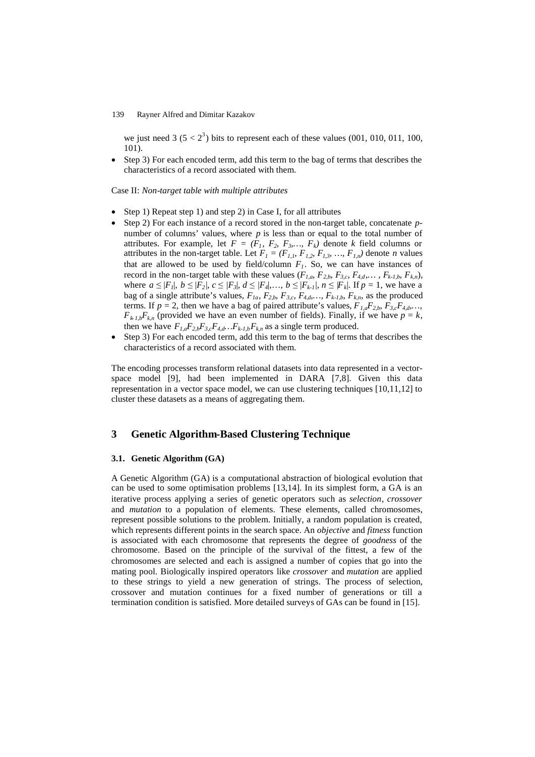we just need 3 ($5 < 2^3$) bits to represent each of these values (001, 010, 011, 100, 101).

- Step 3) For each encoded term, add this term to the bag of terms that describes the characteristics of a record associated with them.

Case II: *Non-target table with multiple attributes*

- Step 1) Repeat step 1) and step 2) in Case I, for all attributes
- Step 2) For each instance of a record stored in the non-target table, concatenate $p$-number of columns' values, where $p$ is less than or equal to the total number of attributes. For example, let $F = (F_1, F_2, F_3, \ldots, F_k)$ denote $k$ field columns or attributes in the non-target table. Let $F_1 = (F_{1,1}, F_{1,2}, F_{1,3}, \ldots, F_{1,n})$ denote $n$ values that are allowed to be used by field/column $F_1$. So, we can have instances of record in the non-target table with these values $(F_{1,a}, F_{2,b}, F_{3,c}, F_{4,d}, \ldots, F_{k-1,b}, F_{k,n})$, where $a \leq |F_1|$, $b \leq |F_2|$, $c \leq |F_3|$, $d \leq |F_4|, \ldots, b \leq |F_{k-1}|$, $n \leq |F_k|$. If $p = 1$, we have a bag of a single attribute's values, $F_{1a}, F_{2,b}, F_{3,c}, F_{4,d}, \ldots, F_{k-1,b}, F_{k,n}$, as the produced terms. If $p = 2$, then we have a bag of paired attribute's values, $F_{1,a}F_{2,b}, F_{3,c}F_{4,d}, \ldots, F_{k-1,b}F_{k,n}$ (provided we have an even number of fields). Finally, if we have $p = k$, then we have $F_{1,a}F_{2,b}F_{3,c}F_{4,d} \ldots F_{k-1,b}F_{k,n}$ as a single term produced.
- Step 3) For each encoded term, add this term to the bag of terms that describes the characteristics of a record associated with them.

The encoding processes transform relational datasets into data represented in a vector-space model [9], had been implemented in DARA [7,8]. Given this data representation in a vector space model, we can use clustering techniques [10,11,12] to cluster these datasets as a means of aggregating them.

## 3 Genetic Algorithm-Based Clustering Technique

### 3.1. Genetic Algorithm (GA)

A Genetic Algorithm (GA) is a computational abstraction of biological evolution that can be used to some optimisation problems [13,14]. In its simplest form, a GA is an iterative process applying a series of genetic operators such as *selection*, *crossover* and *mutation* to a population of elements. These elements, called chromosomes, represent possible solutions to the problem. Initially, a random population is created, which represents different points in the search space. An *objective* and *fitness* function is associated with each chromosome that represents the degree of *goodness* of the chromosome. Based on the principle of the survival of the fittest, a few of the chromosomes are selected and each is assigned a number of copies that go into the mating pool. Biologically inspired operators like *crossover* and *mutation* are applied to these strings to yield a new generation of strings. The process of selection, crossover and mutation continues for a fixed number of generations or till a termination condition is satisfied. More detailed surveys of GAs can be found in [15].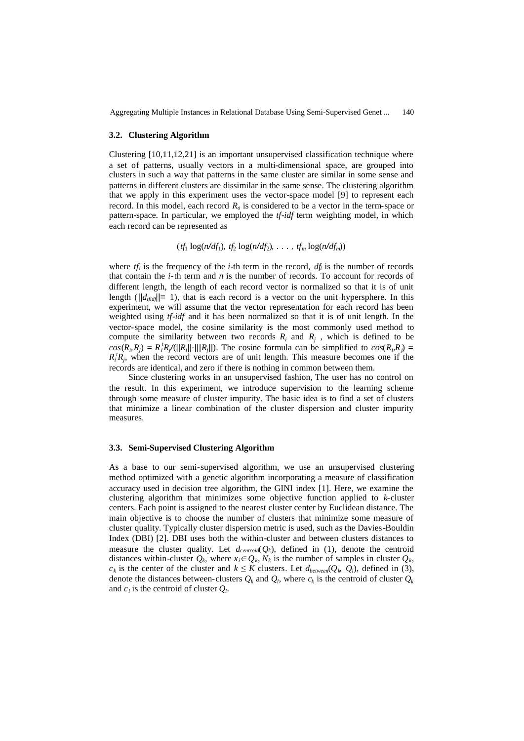### 3.2. Clustering Algorithm

Clustering [10,11,12,21] is an important unsupervised classification technique where a set of patterns, usually vectors in a multi-dimensional space, are grouped into clusters in such a way that patterns in the same cluster are similar in some sense and patterns in different clusters are dissimilar in the same sense. The clustering algorithm that we apply in this experiment uses the vector-space model [9] to represent each record. In this model, each record $R_a$ is considered to be a vector in the term-space or pattern-space. In particular, we employed the *tf-idf* term weighting model, in which each record can be represented as

$$(tf_1 \log(n/df_1),\ tf_2 \log(n/df_2),\ \ldots,\ tf_m \log(n/df_m))$$

where $tf_i$ is the frequency of the $i$-th term in the record, $df_i$ is the number of records that contain the $i$-th term and $n$ is the number of records. To account for records of different length, the length of each record vector is normalized so that it is of unit length ($||d_{tfidf}||= 1$), that is each record is a vector on the unit hypersphere. In this experiment, we will assume that the vector representation for each record has been weighted using *tf-idf* and it has been normalized so that it is of unit length. In the vector-space model, the cosine similarity is the most commonly used method to compute the similarity between two records $R_i$ and $R_j$ , which is defined to be $cos(R_i,R_j) = R_i^t R_j/(||R_i||\cdot|||R_j||)$. The cosine formula can be simplified to $cos(R_i,R_j) = R_i^t R_j$, when the record vectors are of unit length. This measure becomes one if the records are identical, and zero if there is nothing in common between them.

Since clustering works in an unsupervised fashion, The user has no control on the result. In this experiment, we introduce supervision to the learning scheme through some measure of cluster impurity. The basic idea is to find a set of clusters that minimize a linear combination of the cluster dispersion and cluster impurity measures.

### 3.3. Semi-Supervised Clustering Algorithm

As a base to our semi-supervised algorithm, we use an unsupervised clustering method optimized with a genetic algorithm incorporating a measure of classification accuracy used in decision tree algorithm, the GINI index [1]. Here, we examine the clustering algorithm that minimizes some objective function applied to $k$-cluster centers. Each point is assigned to the nearest cluster center by Euclidean distance. The main objective is to choose the number of clusters that minimize some measure of cluster quality. Typically cluster dispersion metric is used, such as the Davies-Bouldin Index (DBI) [2]. DBI uses both the within-cluster and between clusters distances to measure the cluster quality. Let $d_{centroid}(Q_k)$, defined in (1), denote the centroid distances within-cluster $Q_k$, where $x_i \in Q_k$, $N_k$ is the number of samples in cluster $Q_k$, $c_k$ is the center of the cluster and $k \leq K$ clusters. Let $d_{between}(Q_k, Q_l)$, defined in (3), denote the distances between-clusters $Q_k$ and $Q_l$, where $c_k$ is the centroid of cluster $Q_k$ and $c_l$ is the centroid of cluster $Q_l$.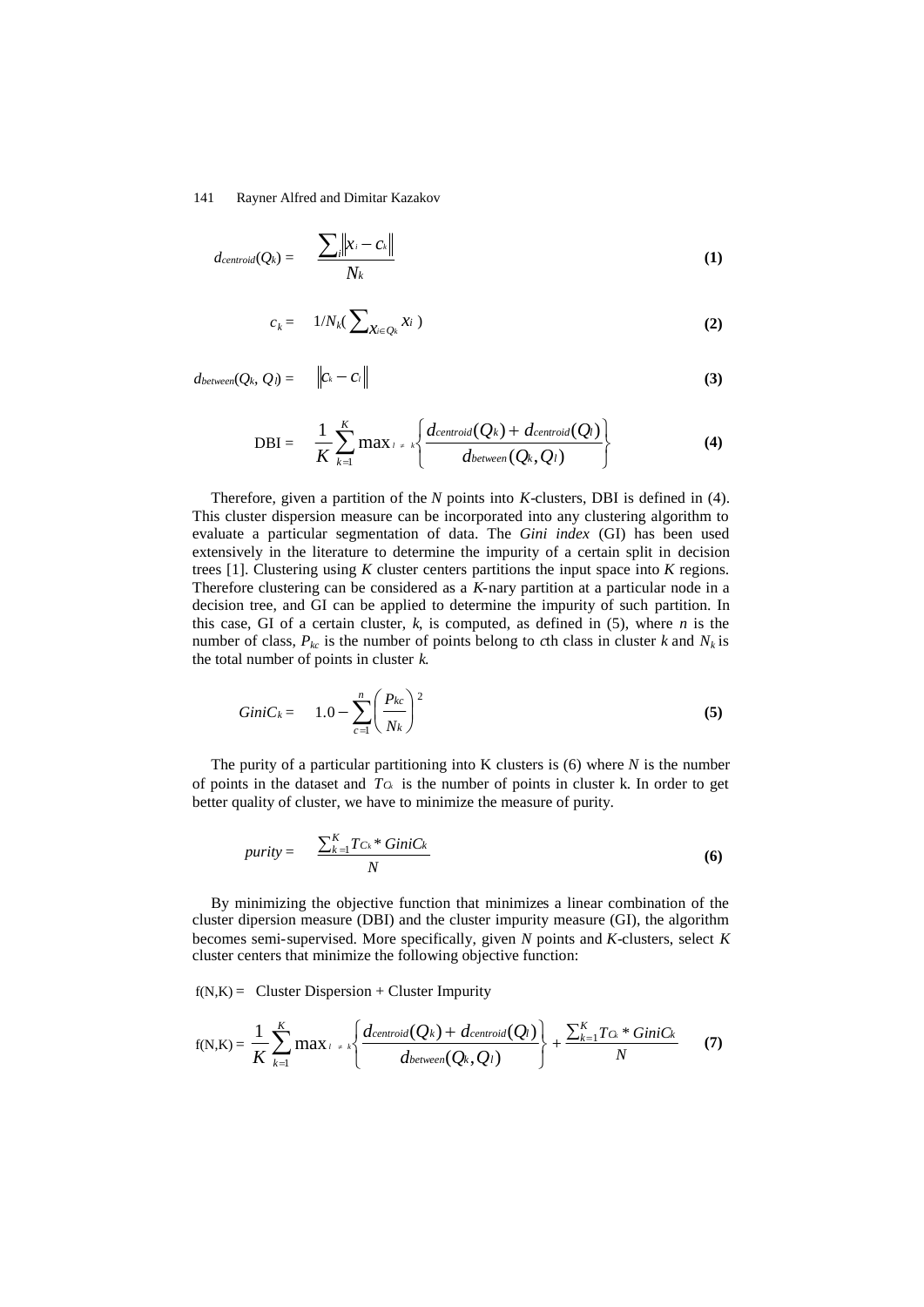$$d_{centroid}(Q_k) = \frac{\sum_i \left\| x_i - c_k \right\|}{N_k} \quad \textbf{(1)}$$

$$c_k = 1/N_k\left(\sum_{x_i \in Q_k} x_i\right) \quad \textbf{(2)}$$

$$d_{between}(Q_k, Q_l) = \left\| c_k - c_l \right\| \quad \textbf{(3)}$$

$$\text{DBI} = \frac{1}{K}\sum_{k=1}^{K} \max_{l \neq k}\left\{\frac{d_{centroid}(Q_k) + d_{centroid}(Q_l)}{d_{between}(Q_k, Q_l)}\right\} \quad \textbf{(4)}$$

Therefore, given a partition of the *N* points into *K*-clusters, DBI is defined in (4). This cluster dispersion measure can be incorporated into any clustering algorithm to evaluate a particular segmentation of data. The *Gini index* (GI) has been used extensively in the literature to determine the impurity of a certain split in decision trees [1]. Clustering using *K* cluster centers partitions the input space into *K* regions. Therefore clustering can be considered as a *K*-nary partition at a particular node in a decision tree, and GI can be applied to determine the impurity of such partition. In this case, GI of a certain cluster, *k*, is computed, as defined in (5), where *n* is the number of class, $P_{kc}$ is the number of points belong to *c*th class in cluster *k* and $N_k$ is the total number of points in cluster *k*.

$$GiniC_k = 1.0 - \sum_{c=1}^{n}\left(\frac{P_{kc}}{N_k}\right)^2 \quad \textbf{(5)}$$

The purity of a particular partitioning into K clusters is (6) where *N* is the number of points in the dataset and $T_{C_k}$ is the number of points in cluster k. In order to get better quality of cluster, we have to minimize the measure of purity.

$$purity = \frac{\sum_{k=1}^{K} T_{C_k} * GiniC_k}{N} \quad \textbf{(6)}$$

By minimizing the objective function that minimizes a linear combination of the cluster dipersion measure (DBI) and the cluster impurity measure (GI), the algorithm becomes semi-supervised. More specifically, given *N* points and *K*-clusters, select *K* cluster centers that minimize the following objective function:

f(N,K) = Cluster Dispersion + Cluster Impurity

$$\text{f(N,K)} = \frac{1}{K}\sum_{k=1}^{K} \max_{l \neq k}\left\{\frac{d_{centroid}(Q_k) + d_{centroid}(Q_l)}{d_{between}(Q_k, Q_l)}\right\} + \frac{\sum_{k=1}^{K} T_{C_k} * GiniC_k}{N} \quad \textbf{(7)}$$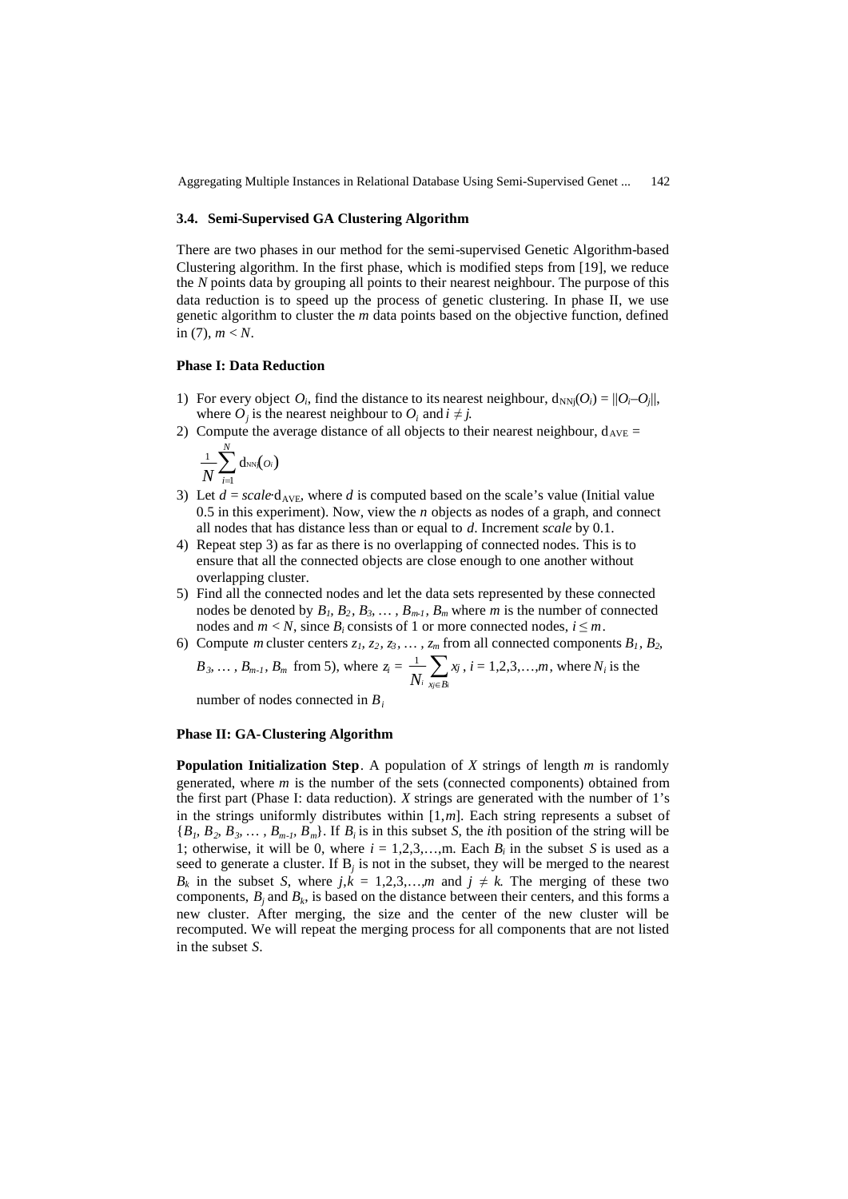### 3.4. Semi-Supervised GA Clustering Algorithm

There are two phases in our method for the semi-supervised Genetic Algorithm-based Clustering algorithm. In the first phase, which is modified steps from [19], we reduce the *N* points data by grouping all points to their nearest neighbour. The purpose of this data reduction is to speed up the process of genetic clustering. In phase II, we use genetic algorithm to cluster the *m* data points based on the objective function, defined in (7), $m < N$.

**Phase I: Data Reduction**

1) For every object $O_i$, find the distance to its nearest neighbour, $d_{NNj}(O_i) = \|O_i - O_j\|$, where $O_j$ is the nearest neighbour to $O_i$ and $i \neq j$.
2) Compute the average distance of all objects to their nearest neighbour, $d_{AVE} = \frac{1}{N}\sum_{i=1}^{N} d_{NNj}(O_i)$
3) Let $d = scale \cdot d_{AVE}$, where *d* is computed based on the scale's value (Initial value 0.5 in this experiment). Now, view the *n* objects as nodes of a graph, and connect all nodes that has distance less than or equal to *d*. Increment *scale* by 0.1.
4) Repeat step 3) as far as there is no overlapping of connected nodes. This is to ensure that all the connected objects are close enough to one another without overlapping cluster.
5) Find all the connected nodes and let the data sets represented by these connected nodes be denoted by $B_1, B_2, B_3, \ldots, B_{m-1}, B_m$ where *m* is the number of connected nodes and $m < N$, since $B_i$ consists of 1 or more connected nodes, $i \leq m$.
6) Compute *m* cluster centers $z_1, z_2, z_3, \ldots, z_m$ from all connected components $B_1, B_2, B_3, \ldots, B_{m-1}, B_m$ from 5), where $z_i = \frac{1}{N_i}\sum_{x_j \in B_i} x_j$, $i = 1,2,3,\ldots,m$, where $N_i$ is the number of nodes connected in $B_i$

**Phase II: GA-Clustering Algorithm**

**Population Initialization Step**. A population of *X* strings of length *m* is randomly generated, where *m* is the number of the sets (connected components) obtained from the first part (Phase I: data reduction). *X* strings are generated with the number of 1's in the strings uniformly distributes within $[1,m]$. Each string represents a subset of $\{B_1, B_2, B_3, \ldots, B_{m-1}, B_m\}$. If $B_i$ is in this subset *S*, the *i*th position of the string will be 1; otherwise, it will be 0, where $i = 1,2,3,\ldots,$m. Each $B_i$ in the subset *S* is used as a seed to generate a cluster. If $B_j$ is not in the subset, they will be merged to the nearest $B_k$ in the subset *S*, where $j,k = 1,2,3,\ldots,m$ and $j \neq k$. The merging of these two components, $B_j$ and $B_k$, is based on the distance between their centers, and this forms a new cluster. After merging, the size and the center of the new cluster will be recomputed. We will repeat the merging process for all components that are not listed in the subset *S*.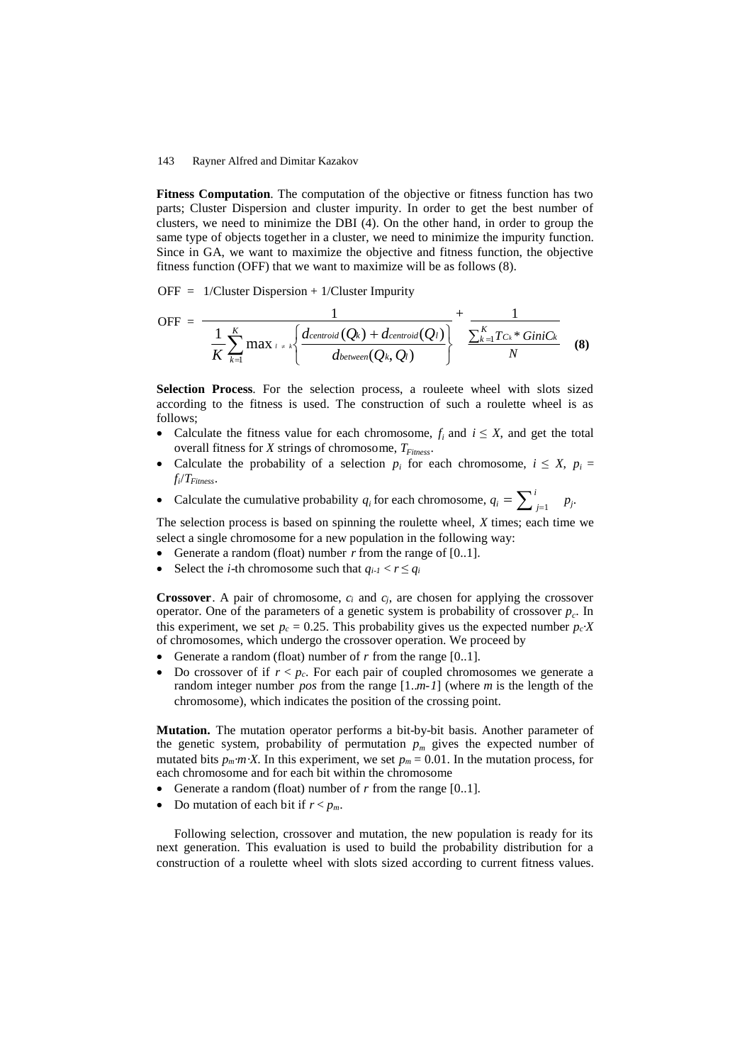**Fitness Computation**. The computation of the objective or fitness function has two parts; Cluster Dispersion and cluster impurity. In order to get the best number of clusters, we need to minimize the DBI (4). On the other hand, in order to group the same type of objects together in a cluster, we need to minimize the impurity function. Since in GA, we want to maximize the objective and fitness function, the objective fitness function (OFF) that we want to maximize will be as follows (8).

OFF = 1/Cluster Dispersion + 1/Cluster Impurity

$$\text{OFF} = \frac{1}{\frac{1}{K}\sum_{k=1}^{K}\max_{l \neq k}\left\{\frac{d_{centroid}(Q_k) + d_{centroid}(Q_l)}{d_{between}(Q_k, Q_l)}\right\}} + \frac{1}{\frac{\sum_{k=1}^{K} T_{C_k} * GiniC_k}{N}} \quad \textbf{(8)}$$

**Selection Process**. For the selection process, a rouleete wheel with slots sized according to the fitness is used. The construction of such a roulette wheel is as follows;

- Calculate the fitness value for each chromosome, $f_i$ and $i \leq X$, and get the total overall fitness for $X$ strings of chromosome, $T_{Fitness}$.
- Calculate the probability of a selection $p_i$ for each chromosome, $i \leq X$, $p_i = f_i/T_{Fitness}$.
- Calculate the cumulative probability $q_i$ for each chromosome, $q_i = \sum_{j=1}^{i} p_j$.

The selection process is based on spinning the roulette wheel, $X$ times; each time we select a single chromosome for a new population in the following way:

- Generate a random (float) number $r$ from the range of [0..1].
- Select the $i$-th chromosome such that $q_{i-1} < r \leq q_i$

**Crossover**. A pair of chromosome, $c_i$ and $c_j$, are chosen for applying the crossover operator. One of the parameters of a genetic system is probability of crossover $p_c$. In this experiment, we set $p_c = 0.25$. This probability gives us the expected number $p_c \cdot X$ of chromosomes, which undergo the crossover operation. We proceed by

- Generate a random (float) number of $r$ from the range [0..1].
- Do crossover of if $r < p_c$. For each pair of coupled chromosomes we generate a random integer number $pos$ from the range $[1..m\text{-}1]$ (where $m$ is the length of the chromosome), which indicates the position of the crossing point.

**Mutation.** The mutation operator performs a bit-by-bit basis. Another parameter of the genetic system, probability of permutation $p_m$ gives the expected number of mutated bits $p_m \cdot m \cdot X$. In this experiment, we set $p_m = 0.01$. In the mutation process, for each chromosome and for each bit within the chromosome

- Generate a random (float) number of $r$ from the range [0..1].
- Do mutation of each bit if $r < p_m$.

Following selection, crossover and mutation, the new population is ready for its next generation. This evaluation is used to build the probability distribution for a construction of a roulette wheel with slots sized according to current fitness values.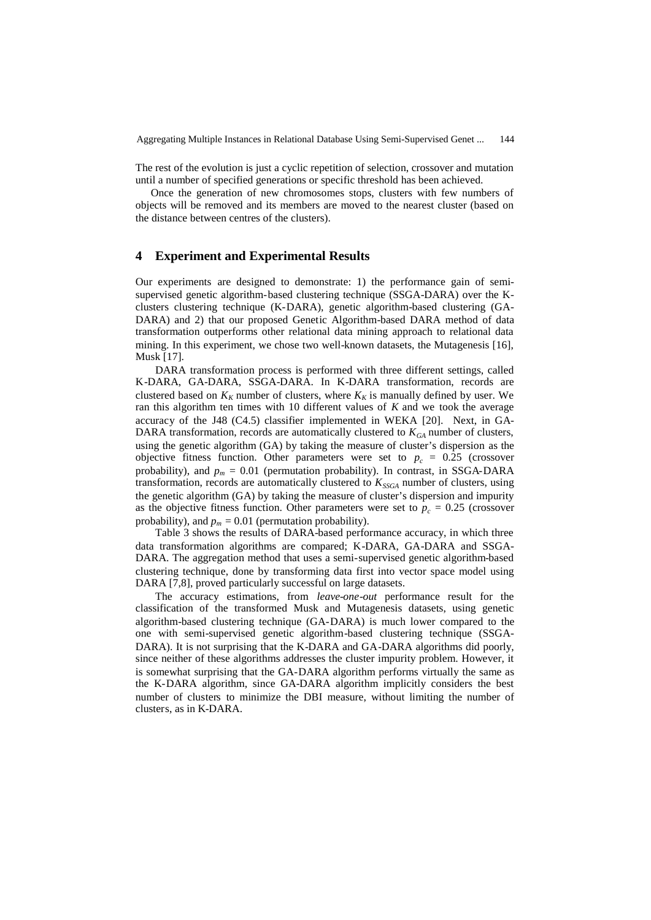The rest of the evolution is just a cyclic repetition of selection, crossover and mutation until a number of specified generations or specific threshold has been achieved.

Once the generation of new chromosomes stops, clusters with few numbers of objects will be removed and its members are moved to the nearest cluster (based on the distance between centres of the clusters).

## 4 Experiment and Experimental Results

Our experiments are designed to demonstrate: 1) the performance gain of semi-supervised genetic algorithm-based clustering technique (SSGA-DARA) over the K-clusters clustering technique (K-DARA), genetic algorithm-based clustering (GA-DARA) and 2) that our proposed Genetic Algorithm-based DARA method of data transformation outperforms other relational data mining approach to relational data mining. In this experiment, we chose two well-known datasets, the Mutagenesis [16], Musk [17].

DARA transformation process is performed with three different settings, called K-DARA, GA-DARA, SSGA-DARA. In K-DARA transformation, records are clustered based on $K_K$ number of clusters, where $K_K$ is manually defined by user. We ran this algorithm ten times with 10 different values of *K* and we took the average accuracy of the J48 (C4.5) classifier implemented in WEKA [20]. Next, in GA-DARA transformation, records are automatically clustered to $K_{GA}$ number of clusters, using the genetic algorithm (GA) by taking the measure of cluster's dispersion as the objective fitness function. Other parameters were set to $p_c$ = 0.25 (crossover probability), and $p_m$ = 0.01 (permutation probability). In contrast, in SSGA-DARA transformation, records are automatically clustered to $K_{SSGA}$ number of clusters, using the genetic algorithm (GA) by taking the measure of cluster's dispersion and impurity as the objective fitness function. Other parameters were set to $p_c$ = 0.25 (crossover probability), and $p_m$ = 0.01 (permutation probability).

Table 3 shows the results of DARA-based performance accuracy, in which three data transformation algorithms are compared; K-DARA, GA-DARA and SSGA-DARA. The aggregation method that uses a semi-supervised genetic algorithm-based clustering technique, done by transforming data first into vector space model using DARA [7,8], proved particularly successful on large datasets.

The accuracy estimations, from *leave-one-out* performance result for the classification of the transformed Musk and Mutagenesis datasets, using genetic algorithm-based clustering technique (GA-DARA) is much lower compared to the one with semi-supervised genetic algorithm-based clustering technique (SSGA-DARA). It is not surprising that the K-DARA and GA-DARA algorithms did poorly, since neither of these algorithms addresses the cluster impurity problem. However, it is somewhat surprising that the GA-DARA algorithm performs virtually the same as the K-DARA algorithm, since GA-DARA algorithm implicitly considers the best number of clusters to minimize the DBI measure, without limiting the number of clusters, as in K-DARA.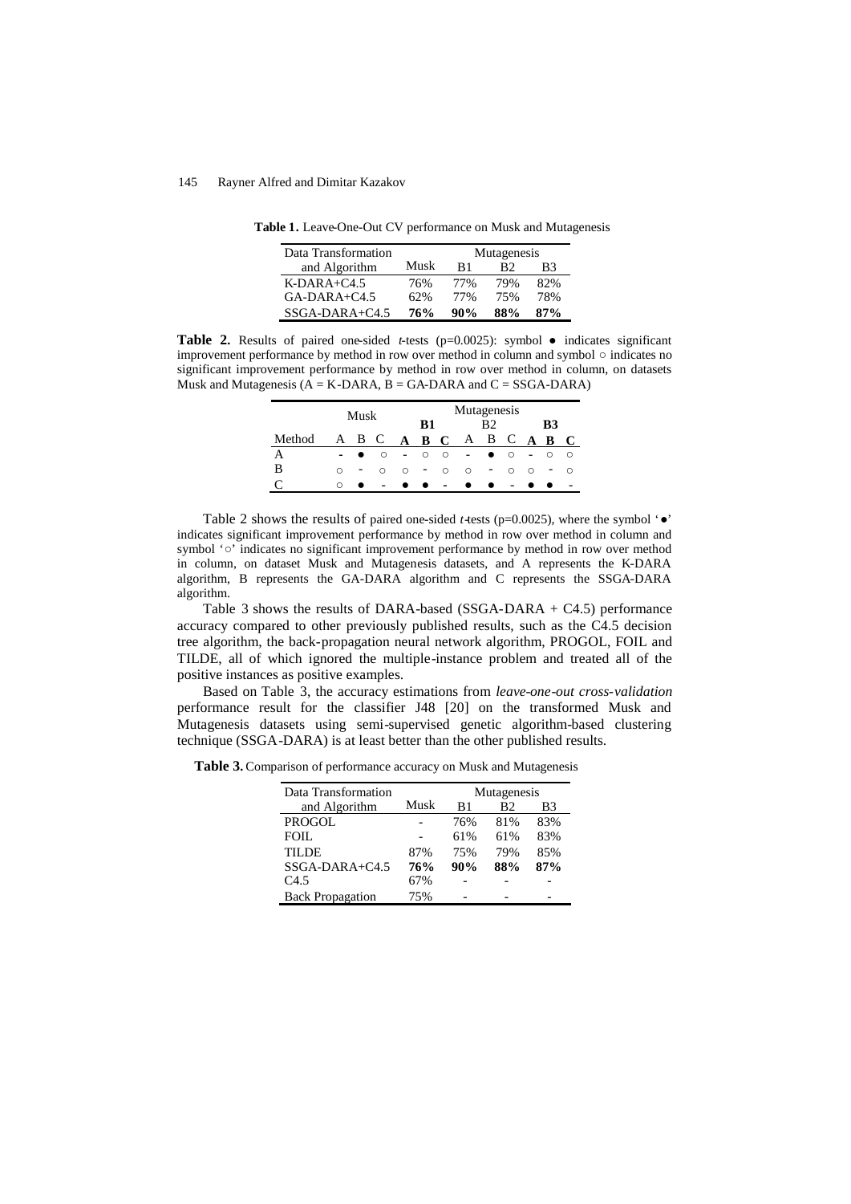**Table 1.** Leave-One-Out CV performance on Musk and Mutagenesis

| Data Transformation and Algorithm | Musk | Mutagenesis | | |
|---|---|---|---|---|
| | | B1 | B2 | B3 |
| K-DARA+C4.5 | 76% | 77% | 79% | 82% |
| GA-DARA+C4.5 | 62% | 77% | 75% | 78% |
| SSGA-DARA+C4.5 | **76%** | **90%** | **88%** | **87%** |

**Table 2.** Results of paired one-sided *t*-tests (p=0.0025): symbol ● indicates significant improvement performance by method in row over method in column and symbol ○ indicates no significant improvement performance by method in row over method in column, on datasets Musk and Mutagenesis (A = K-DARA, B = GA-DARA and C = SSGA-DARA)

| | Musk | | | Mutagenesis | | | | | | | | |
|---|---|---|---|---|---|---|---|---|---|---|---|---|
| | | | | **B1** | | | B2 | | | **B3** | | |
| Method | A | B | C | **A** | **B** | **C** | A | B | C | **A** | **B** | **C** |
| A | - | ● | ○ | - | ○ | ○ | - | ● | ○ | - | ○ | ○ |
| B | ○ | - | ○ | ○ | - | ○ | ○ | - | ○ | ○ | - | ○ |
| C | ○ | ● | - | ● | ● | - | ● | ● | - | ● | ● | - |

Table 2 shows the results of paired one-sided *t*-tests (p=0.0025), where the symbol '●' indicates significant improvement performance by method in row over method in column and symbol '○' indicates no significant improvement performance by method in row over method in column, on dataset Musk and Mutagenesis datasets, and A represents the K-DARA algorithm, B represents the GA-DARA algorithm and C represents the SSGA-DARA algorithm.

Table 3 shows the results of DARA-based (SSGA-DARA + C4.5) performance accuracy compared to other previously published results, such as the C4.5 decision tree algorithm, the back-propagation neural network algorithm, PROGOL, FOIL and TILDE, all of which ignored the multiple-instance problem and treated all of the positive instances as positive examples.

Based on Table 3, the accuracy estimations from *leave-one-out cross-validation* performance result for the classifier J48 [20] on the transformed Musk and Mutagenesis datasets using semi-supervised genetic algorithm-based clustering technique (SSGA-DARA) is at least better than the other published results.

**Table 3.** Comparison of performance accuracy on Musk and Mutagenesis

| Data Transformation and Algorithm | Musk | Mutagenesis | | |
|---|---|---|---|---|
| | | B1 | B2 | B3 |
| PROGOL | - | 76% | 81% | 83% |
| FOIL | - | 61% | 61% | 83% |
| TILDE | 87% | 75% | 79% | 85% |
| SSGA-DARA+C4.5 | **76%** | **90%** | **88%** | **87%** |
| C4.5 | 67% | - | - | - |
| Back Propagation | 75% | - | - | - |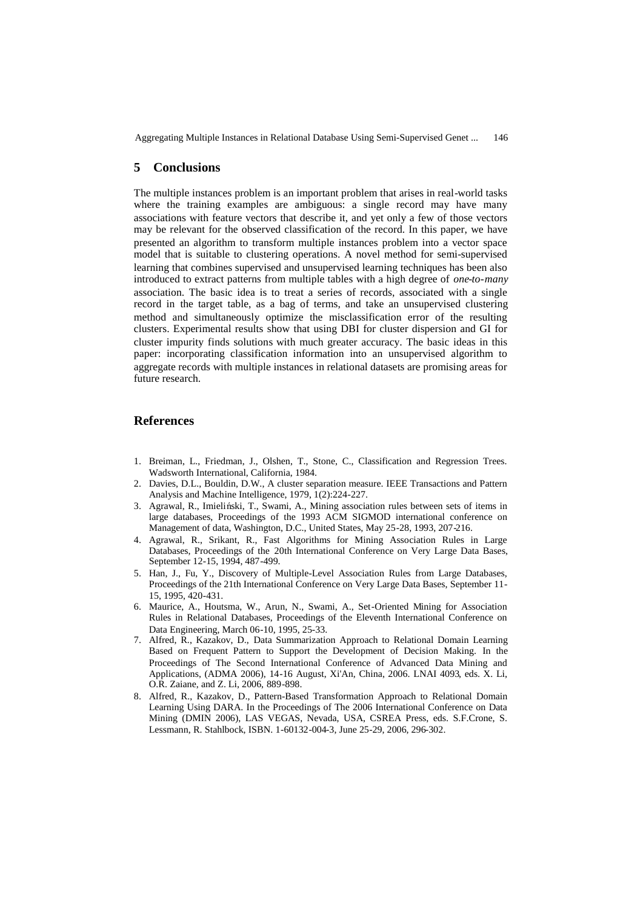## 5 Conclusions

The multiple instances problem is an important problem that arises in real-world tasks where the training examples are ambiguous: a single record may have many associations with feature vectors that describe it, and yet only a few of those vectors may be relevant for the observed classification of the record. In this paper, we have presented an algorithm to transform multiple instances problem into a vector space model that is suitable to clustering operations. A novel method for semi-supervised learning that combines supervised and unsupervised learning techniques has been also introduced to extract patterns from multiple tables with a high degree of *one-to-many* association. The basic idea is to treat a series of records, associated with a single record in the target table, as a bag of terms, and take an unsupervised clustering method and simultaneously optimize the misclassification error of the resulting clusters. Experimental results show that using DBI for cluster dispersion and GI for cluster impurity finds solutions with much greater accuracy. The basic ideas in this paper: incorporating classification information into an unsupervised algorithm to aggregate records with multiple instances in relational datasets are promising areas for future research.

## References

1. Breiman, L., Friedman, J., Olshen, T., Stone, C., Classification and Regression Trees. Wadsworth International, California, 1984.
2. Davies, D.L., Bouldin, D.W., A cluster separation measure. IEEE Transactions and Pattern Analysis and Machine Intelligence, 1979, 1(2):224-227.
3. Agrawal, R., Imieliński, T., Swami, A., Mining association rules between sets of items in large databases, Proceedings of the 1993 ACM SIGMOD international conference on Management of data, Washington, D.C., United States, May 25-28, 1993, 207-216.
4. Agrawal, R., Srikant, R., Fast Algorithms for Mining Association Rules in Large Databases, Proceedings of the 20th International Conference on Very Large Data Bases, September 12-15, 1994, 487-499.
5. Han, J., Fu, Y., Discovery of Multiple-Level Association Rules from Large Databases, Proceedings of the 21th International Conference on Very Large Data Bases, September 11-15, 1995, 420-431.
6. Maurice, A., Houtsma, W., Arun, N., Swami, A., Set-Oriented Mining for Association Rules in Relational Databases, Proceedings of the Eleventh International Conference on Data Engineering, March 06-10, 1995, 25-33.
7. Alfred, R., Kazakov, D., Data Summarization Approach to Relational Domain Learning Based on Frequent Pattern to Support the Development of Decision Making. In the Proceedings of The Second International Conference of Advanced Data Mining and Applications, (ADMA 2006), 14-16 August, Xi'An, China, 2006. LNAI 4093, eds. X. Li, O.R. Zaiane, and Z. Li, 2006, 889-898.
8. Alfred, R., Kazakov, D., Pattern-Based Transformation Approach to Relational Domain Learning Using DARA. In the Proceedings of The 2006 International Conference on Data Mining (DMIN 2006), LAS VEGAS, Nevada, USA, CSREA Press, eds. S.F.Crone, S. Lessmann, R. Stahlbock, ISBN. 1-60132-004-3, June 25-29, 2006, 296-302.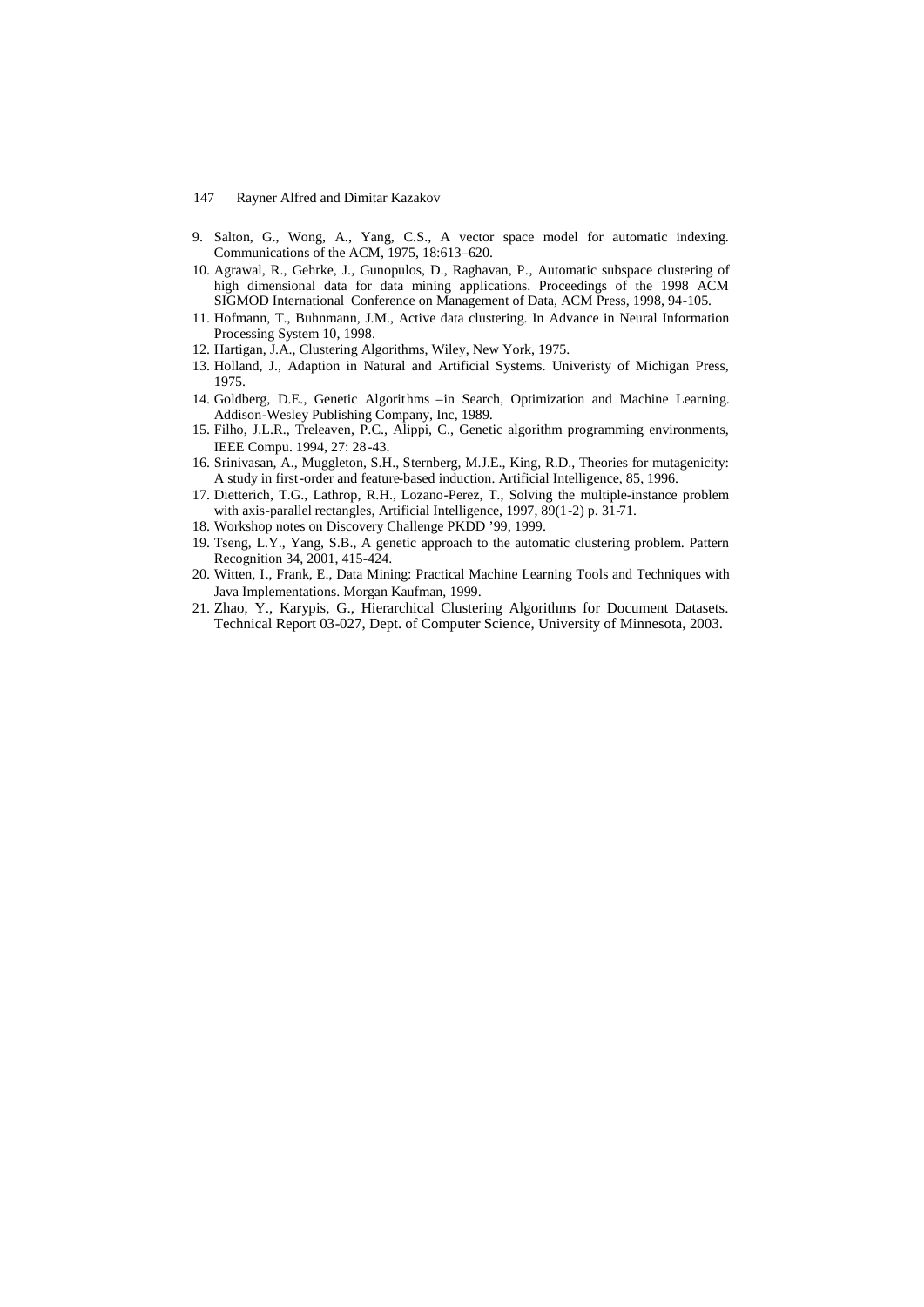9. Salton, G., Wong, A., Yang, C.S., A vector space model for automatic indexing. Communications of the ACM, 1975, 18:613–620.
10. Agrawal, R., Gehrke, J., Gunopulos, D., Raghavan, P., Automatic subspace clustering of high dimensional data for data mining applications. Proceedings of the 1998 ACM SIGMOD International Conference on Management of Data, ACM Press, 1998, 94-105.
11. Hofmann, T., Buhnmann, J.M., Active data clustering. In Advance in Neural Information Processing System 10, 1998.
12. Hartigan, J.A., Clustering Algorithms, Wiley, New York, 1975.
13. Holland, J., Adaption in Natural and Artificial Systems. Univeristy of Michigan Press, 1975.
14. Goldberg, D.E., Genetic Algorithms –in Search, Optimization and Machine Learning. Addison-Wesley Publishing Company, Inc, 1989.
15. Filho, J.L.R., Treleaven, P.C., Alippi, C., Genetic algorithm programming environments, IEEE Compu. 1994, 27: 28-43.
16. Srinivasan, A., Muggleton, S.H., Sternberg, M.J.E., King, R.D., Theories for mutagenicity: A study in first-order and feature-based induction. Artificial Intelligence, 85, 1996.
17. Dietterich, T.G., Lathrop, R.H., Lozano-Perez, T., Solving the multiple-instance problem with axis-parallel rectangles, Artificial Intelligence, 1997, 89(1-2) p. 31-71.
18. Workshop notes on Discovery Challenge PKDD '99, 1999.
19. Tseng, L.Y., Yang, S.B., A genetic approach to the automatic clustering problem. Pattern Recognition 34, 2001, 415-424.
20. Witten, I., Frank, E., Data Mining: Practical Machine Learning Tools and Techniques with Java Implementations. Morgan Kaufman, 1999.
21. Zhao, Y., Karypis, G., Hierarchical Clustering Algorithms for Document Datasets. Technical Report 03-027, Dept. of Computer Science, University of Minnesota, 2003.